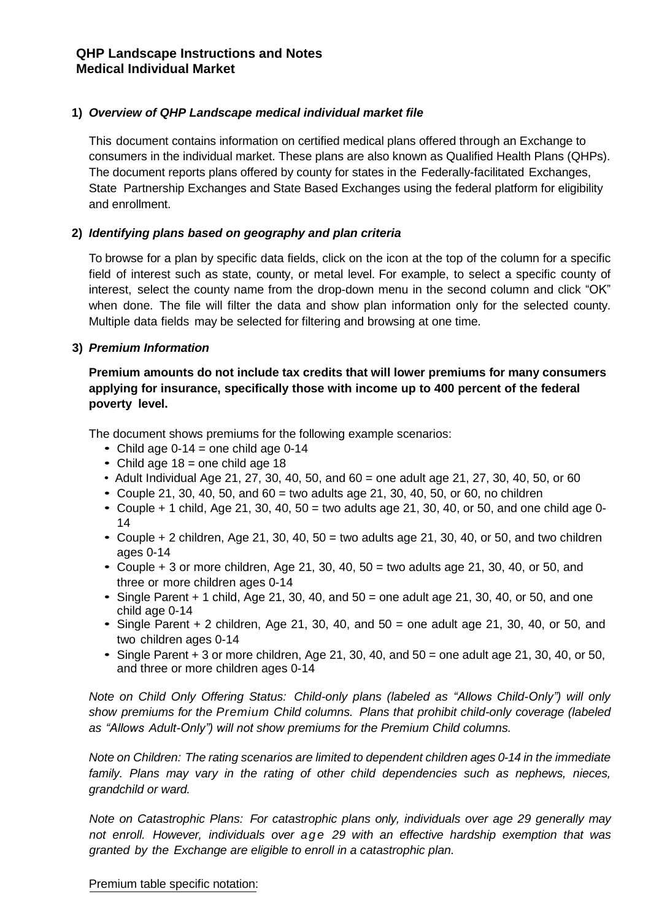# QHP Landscape Instructions and Notes
# Medical Individual Market

## 1) *Overview of QHP Landscape medical individual market file*

This document contains information on certified medical plans offered through an Exchange to consumers in the individual market. These plans are also known as Qualified Health Plans (QHPs). The document reports plans offered by county for states in the Federally-facilitated Exchanges, State Partnership Exchanges and State Based Exchanges using the federal platform for eligibility and enrollment.

## 2) *Identifying plans based on geography and plan criteria*

To browse for a plan by specific data fields, click on the icon at the top of the column for a specific field of interest such as state, county, or metal level. For example, to select a specific county of interest, select the county name from the drop-down menu in the second column and click "OK" when done. The file will filter the data and show plan information only for the selected county. Multiple data fields may be selected for filtering and browsing at one time.

## 3) *Premium Information*

**Premium amounts do not include tax credits that will lower premiums for many consumers applying for insurance, specifically those with income up to 400 percent of the federal poverty level.**

The document shows premiums for the following example scenarios:

- Child age 0-14 = one child age 0-14
- Child age 18 = one child age 18
- Adult Individual Age 21, 27, 30, 40, 50, and 60 = one adult age 21, 27, 30, 40, 50, or 60
- Couple 21, 30, 40, 50, and 60 = two adults age 21, 30, 40, 50, or 60, no children
- Couple + 1 child, Age 21, 30, 40, 50 = two adults age 21, 30, 40, or 50, and one child age 0-14
- Couple + 2 children, Age 21, 30, 40, 50 = two adults age 21, 30, 40, or 50, and two children ages 0-14
- Couple + 3 or more children, Age 21, 30, 40, 50 = two adults age 21, 30, 40, or 50, and three or more children ages 0-14
- Single Parent + 1 child, Age 21, 30, 40, and 50 = one adult age 21, 30, 40, or 50, and one child age 0-14
- Single Parent + 2 children, Age 21, 30, 40, and 50 = one adult age 21, 30, 40, or 50, and two children ages 0-14
- Single Parent + 3 or more children, Age 21, 30, 40, and 50 = one adult age 21, 30, 40, or 50, and three or more children ages 0-14

*Note on Child Only Offering Status: Child-only plans (labeled as "Allows Child-Only") will only show premiums for the Premium Child columns. Plans that prohibit child-only coverage (labeled as "Allows Adult-Only") will not show premiums for the Premium Child columns.*

*Note on Children: The rating scenarios are limited to dependent children ages 0-14 in the immediate family. Plans may vary in the rating of other child dependencies such as nephews, nieces, grandchild or ward.*

*Note on Catastrophic Plans: For catastrophic plans only, individuals over age 29 generally may not enroll. However, individuals over age 29 with an effective hardship exemption that was granted by the Exchange are eligible to enroll in a catastrophic plan.*

Premium table specific notation: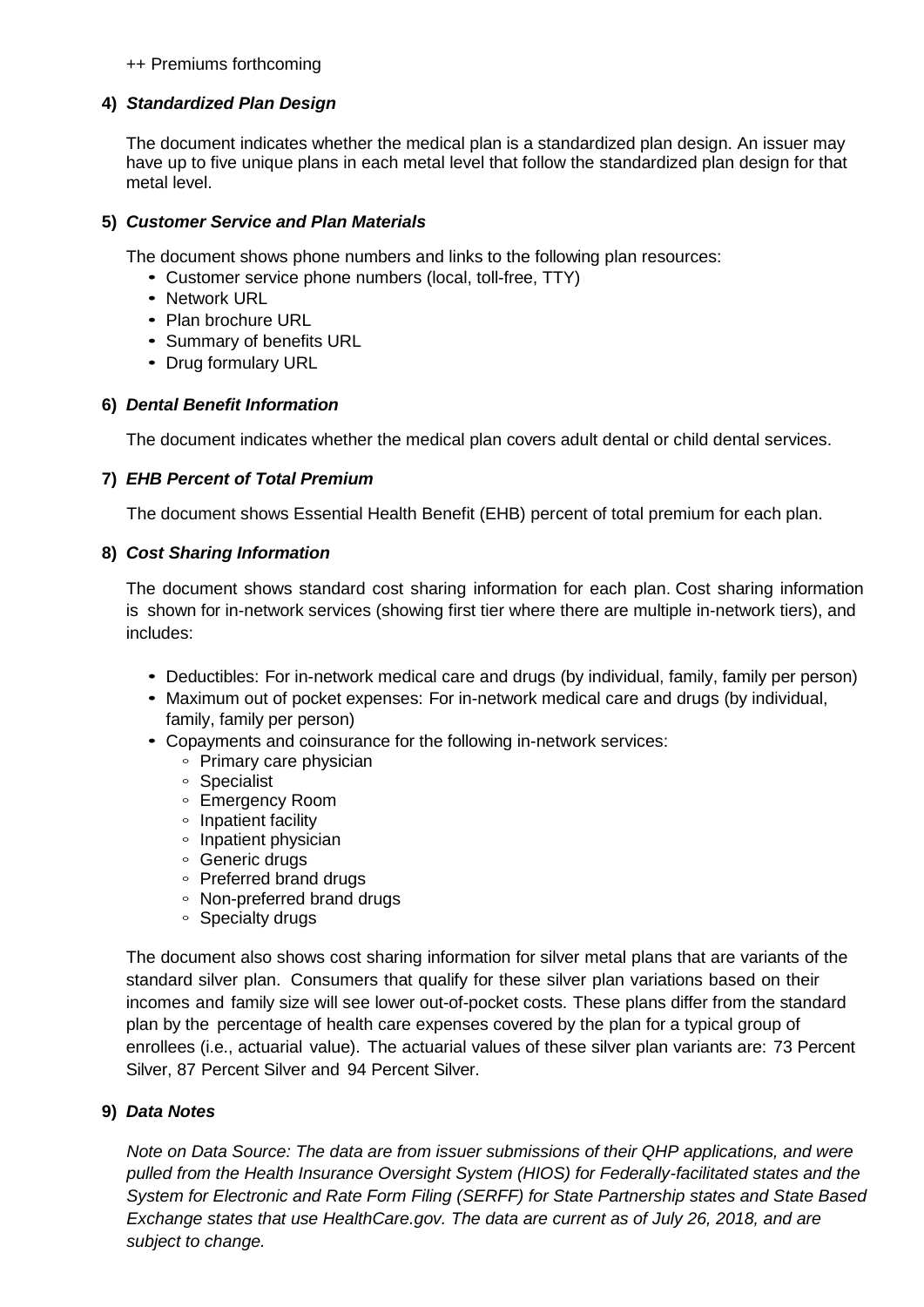++ Premiums forthcoming

**4) *Standardized Plan Design***

The document indicates whether the medical plan is a standardized plan design. An issuer may have up to five unique plans in each metal level that follow the standardized plan design for that metal level.

**5) *Customer Service and Plan Materials***

The document shows phone numbers and links to the following plan resources:

- Customer service phone numbers (local, toll-free, TTY)
- Network URL
- Plan brochure URL
- Summary of benefits URL
- Drug formulary URL

**6) *Dental Benefit Information***

The document indicates whether the medical plan covers adult dental or child dental services.

**7) *EHB Percent of Total Premium***

The document shows Essential Health Benefit (EHB) percent of total premium for each plan.

**8) *Cost Sharing Information***

The document shows standard cost sharing information for each plan. Cost sharing information is shown for in-network services (showing first tier where there are multiple in-network tiers), and includes:

- Deductibles: For in-network medical care and drugs (by individual, family, family per person)
- Maximum out of pocket expenses: For in-network medical care and drugs (by individual, family, family per person)
- Copayments and coinsurance for the following in-network services:
  - Primary care physician
  - Specialist
  - Emergency Room
  - Inpatient facility
  - Inpatient physician
  - Generic drugs
  - Preferred brand drugs
  - Non-preferred brand drugs
  - Specialty drugs

The document also shows cost sharing information for silver metal plans that are variants of the standard silver plan. Consumers that qualify for these silver plan variations based on their incomes and family size will see lower out-of-pocket costs. These plans differ from the standard plan by the percentage of health care expenses covered by the plan for a typical group of enrollees (i.e., actuarial value). The actuarial values of these silver plan variants are: 73 Percent Silver, 87 Percent Silver and 94 Percent Silver.

**9) *Data Notes***

*Note on Data Source: The data are from issuer submissions of their QHP applications, and were pulled from the Health Insurance Oversight System (HIOS) for Federally-facilitated states and the System for Electronic and Rate Form Filing (SERFF) for State Partnership states and State Based Exchange states that use HealthCare.gov. The data are current as of July 26, 2018, and are subject to change.*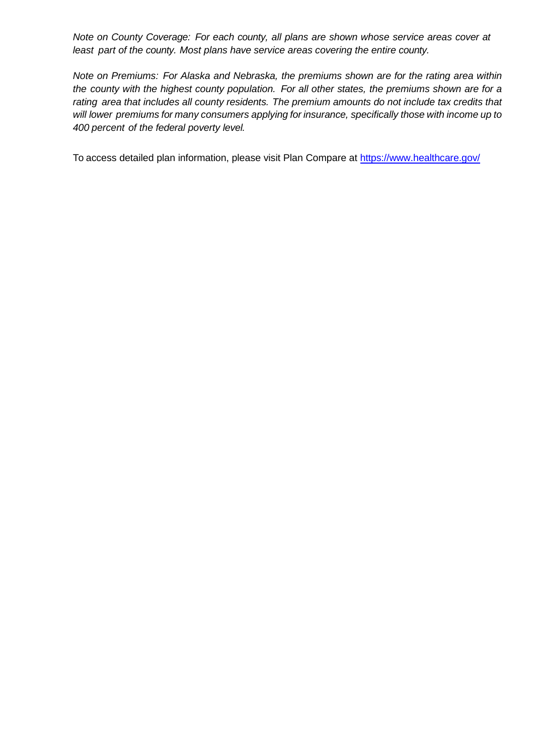*Note on County Coverage: For each county, all plans are shown whose service areas cover at least part of the county. Most plans have service areas covering the entire county.*

*Note on Premiums: For Alaska and Nebraska, the premiums shown are for the rating area within the county with the highest county population. For all other states, the premiums shown are for a rating area that includes all county residents. The premium amounts do not include tax credits that will lower premiums for many consumers applying for insurance, specifically those with income up to 400 percent of the federal poverty level.*

To access detailed plan information, please visit Plan Compare at [https://www.healthcare.gov/](https://www.healthcare.gov/)